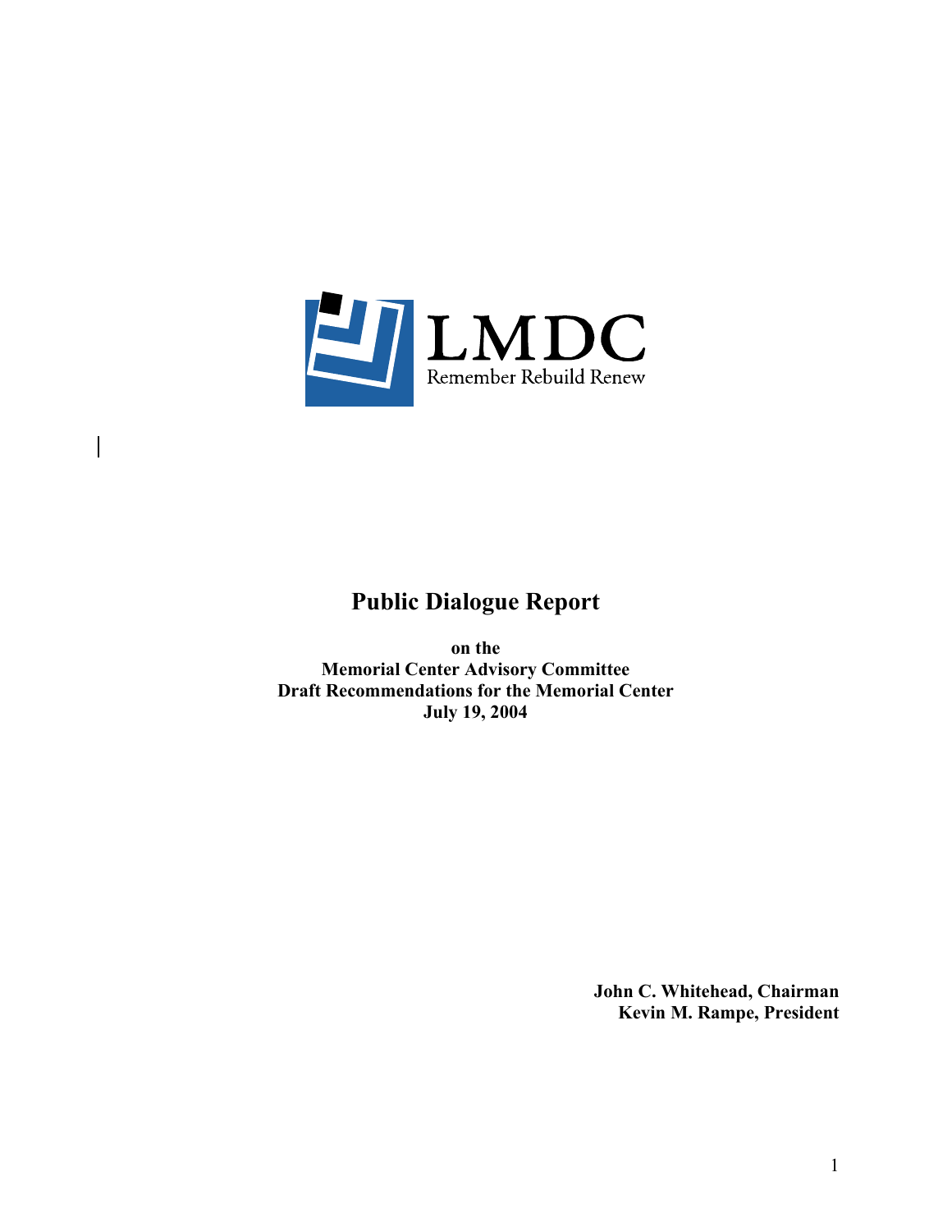LMDC

Remember Rebuild Renew

# Public Dialogue Report

**on the**
**Memorial Center Advisory Committee**
**Draft Recommendations for the Memorial Center**
**July 19, 2004**

**John C. Whitehead, Chairman**
**Kevin M. Rampe, President**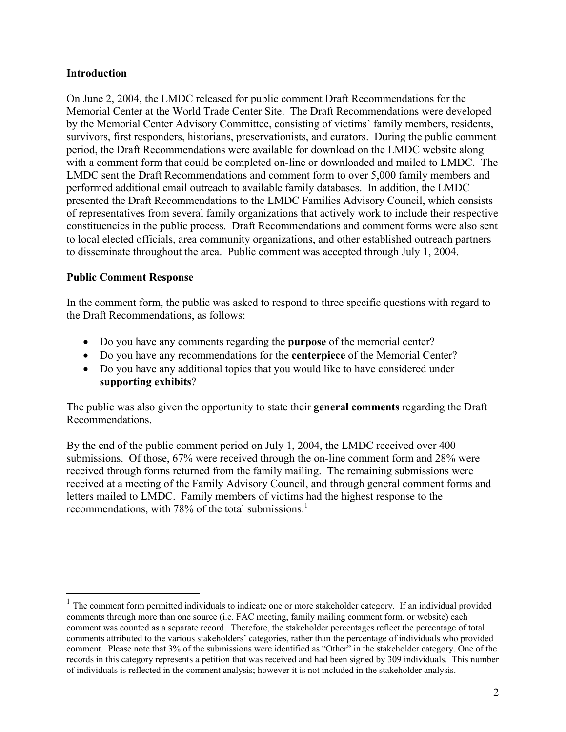## Introduction

On June 2, 2004, the LMDC released for public comment Draft Recommendations for the Memorial Center at the World Trade Center Site. The Draft Recommendations were developed by the Memorial Center Advisory Committee, consisting of victims' family members, residents, survivors, first responders, historians, preservationists, and curators. During the public comment period, the Draft Recommendations were available for download on the LMDC website along with a comment form that could be completed on-line or downloaded and mailed to LMDC. The LMDC sent the Draft Recommendations and comment form to over 5,000 family members and performed additional email outreach to available family databases. In addition, the LMDC presented the Draft Recommendations to the LMDC Families Advisory Council, which consists of representatives from several family organizations that actively work to include their respective constituencies in the public process. Draft Recommendations and comment forms were also sent to local elected officials, area community organizations, and other established outreach partners to disseminate throughout the area. Public comment was accepted through July 1, 2004.

## Public Comment Response

In the comment form, the public was asked to respond to three specific questions with regard to the Draft Recommendations, as follows:

- Do you have any comments regarding the **purpose** of the memorial center?
- Do you have any recommendations for the **centerpiece** of the Memorial Center?
- Do you have any additional topics that you would like to have considered under **supporting exhibits**?

The public was also given the opportunity to state their **general comments** regarding the Draft Recommendations.

By the end of the public comment period on July 1, 2004, the LMDC received over 400 submissions. Of those, 67% were received through the on-line comment form and 28% were received through forms returned from the family mailing. The remaining submissions were received at a meeting of the Family Advisory Council, and through general comment forms and letters mailed to LMDC. Family members of victims had the highest response to the recommendations, with 78% of the total submissions.[1]

[1] The comment form permitted individuals to indicate one or more stakeholder category. If an individual provided comments through more than one source (i.e. FAC meeting, family mailing comment form, or website) each comment was counted as a separate record. Therefore, the stakeholder percentages reflect the percentage of total comments attributed to the various stakeholders' categories, rather than the percentage of individuals who provided comment. Please note that 3% of the submissions were identified as "Other" in the stakeholder category. One of the records in this category represents a petition that was received and had been signed by 309 individuals. This number of individuals is reflected in the comment analysis; however it is not included in the stakeholder analysis.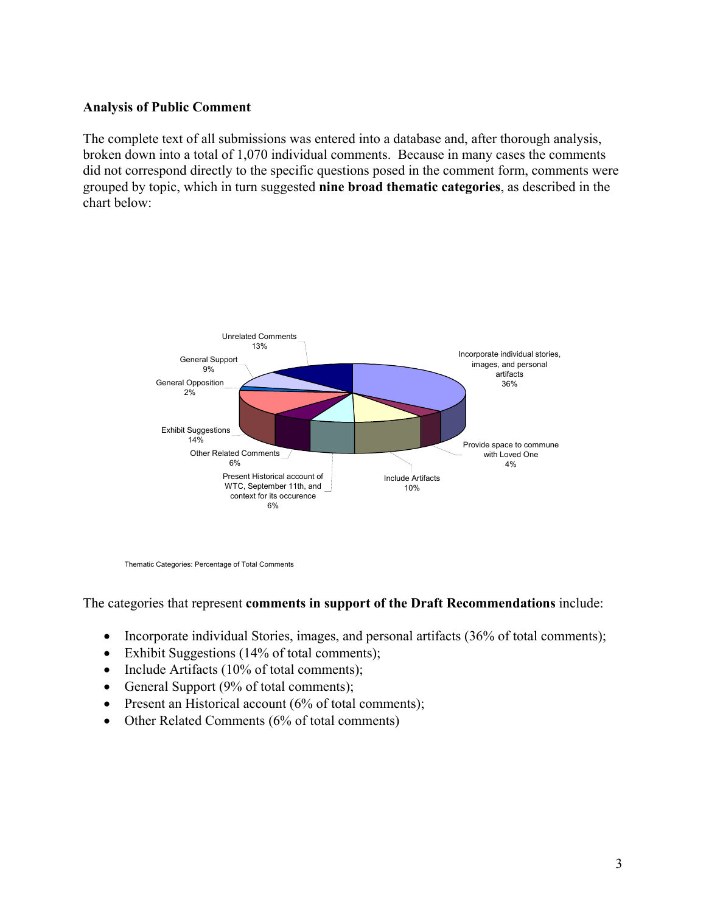**Analysis of Public Comment**

The complete text of all submissions was entered into a database and, after thorough analysis, broken down into a total of 1,070 individual comments. Because in many cases the comments did not correspond directly to the specific questions posed in the comment form, comments were grouped by topic, which in turn suggested **nine broad thematic categories**, as described in the chart below:

| Category | Percentage |
|---|---|
| Incorporate individual stories, images, and personal artifacts | 36% |
| Provide space to commune with Loved One | 4% |
| Include Artifacts | 10% |
| Present Historical account of WTC, September 11th, and context for its occurence | 6% |
| Other Related Comments | 6% |
| Exhibit Suggestions | 14% |
| General Opposition | 2% |
| General Support | 9% |
| Unrelated Comments | 13% |

Thematic Categories: Percentage of Total Comments

The categories that represent **comments in support of the Draft Recommendations** include:

- Incorporate individual Stories, images, and personal artifacts (36% of total comments);
- Exhibit Suggestions (14% of total comments);
- Include Artifacts (10% of total comments);
- General Support (9% of total comments);
- Present an Historical account (6% of total comments);
- Other Related Comments (6% of total comments)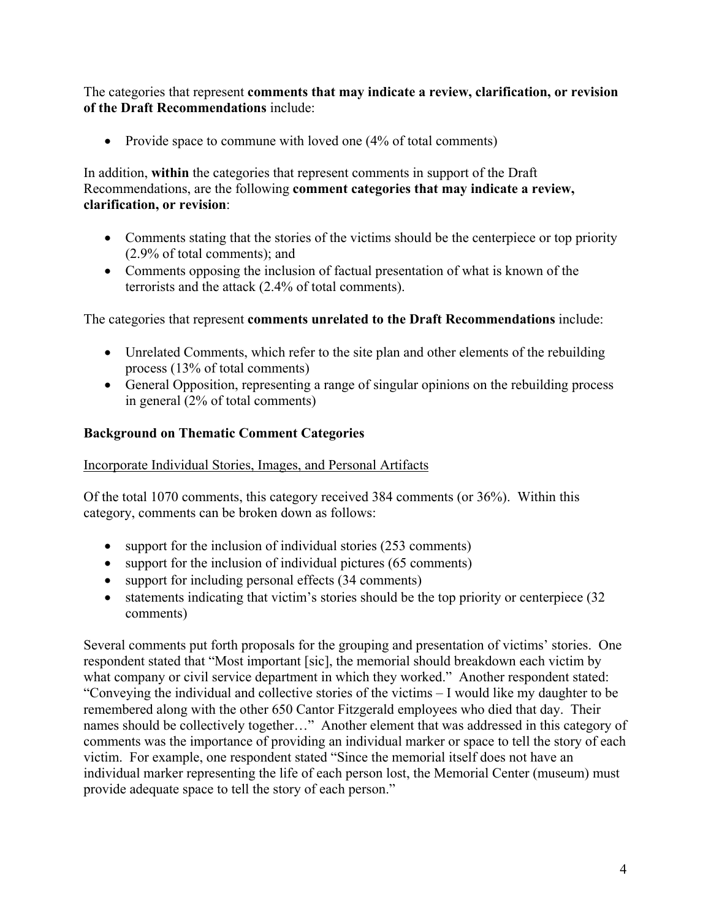The categories that represent **comments that may indicate a review, clarification, or revision of the Draft Recommendations** include:

- Provide space to commune with loved one (4% of total comments)

In addition, **within** the categories that represent comments in support of the Draft Recommendations, are the following **comment categories that may indicate a review, clarification, or revision**:

- Comments stating that the stories of the victims should be the centerpiece or top priority (2.9% of total comments); and
- Comments opposing the inclusion of factual presentation of what is known of the terrorists and the attack (2.4% of total comments).

The categories that represent **comments unrelated to the Draft Recommendations** include:

- Unrelated Comments, which refer to the site plan and other elements of the rebuilding process (13% of total comments)
- General Opposition, representing a range of singular opinions on the rebuilding process in general (2% of total comments)

### Background on Thematic Comment Categories

<u>Incorporate Individual Stories, Images, and Personal Artifacts</u>

Of the total 1070 comments, this category received 384 comments (or 36%). Within this category, comments can be broken down as follows:

- support for the inclusion of individual stories (253 comments)
- support for the inclusion of individual pictures (65 comments)
- support for including personal effects (34 comments)
- statements indicating that victim's stories should be the top priority or centerpiece (32 comments)

Several comments put forth proposals for the grouping and presentation of victims' stories. One respondent stated that "Most important [sic], the memorial should breakdown each victim by what company or civil service department in which they worked." Another respondent stated: "Conveying the individual and collective stories of the victims – I would like my daughter to be remembered along with the other 650 Cantor Fitzgerald employees who died that day. Their names should be collectively together…" Another element that was addressed in this category of comments was the importance of providing an individual marker or space to tell the story of each victim. For example, one respondent stated "Since the memorial itself does not have an individual marker representing the life of each person lost, the Memorial Center (museum) must provide adequate space to tell the story of each person."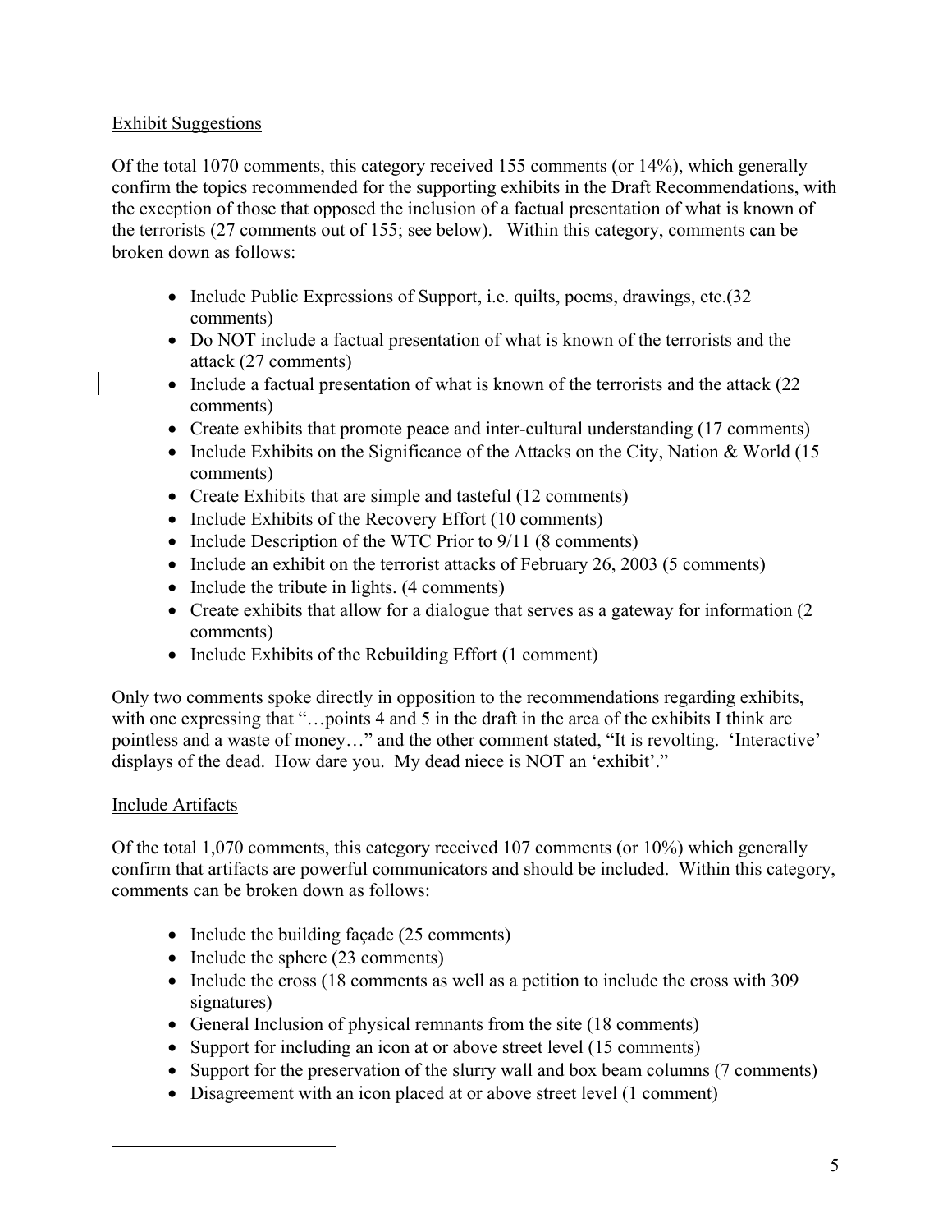Exhibit Suggestions

Of the total 1070 comments, this category received 155 comments (or 14%), which generally confirm the topics recommended for the supporting exhibits in the Draft Recommendations, with the exception of those that opposed the inclusion of a factual presentation of what is known of the terrorists (27 comments out of 155; see below). Within this category, comments can be broken down as follows:

- Include Public Expressions of Support, i.e. quilts, poems, drawings, etc.(32 comments)
- Do NOT include a factual presentation of what is known of the terrorists and the attack (27 comments)
- Include a factual presentation of what is known of the terrorists and the attack (22 comments)
- Create exhibits that promote peace and inter-cultural understanding (17 comments)
- Include Exhibits on the Significance of the Attacks on the City, Nation & World (15 comments)
- Create Exhibits that are simple and tasteful (12 comments)
- Include Exhibits of the Recovery Effort (10 comments)
- Include Description of the WTC Prior to 9/11 (8 comments)
- Include an exhibit on the terrorist attacks of February 26, 2003 (5 comments)
- Include the tribute in lights. (4 comments)
- Create exhibits that allow for a dialogue that serves as a gateway for information (2 comments)
- Include Exhibits of the Rebuilding Effort (1 comment)

Only two comments spoke directly in opposition to the recommendations regarding exhibits, with one expressing that "…points 4 and 5 in the draft in the area of the exhibits I think are pointless and a waste of money…" and the other comment stated, "It is revolting. 'Interactive' displays of the dead. How dare you. My dead niece is NOT an 'exhibit'."

Include Artifacts

Of the total 1,070 comments, this category received 107 comments (or 10%) which generally confirm that artifacts are powerful communicators and should be included. Within this category, comments can be broken down as follows:

- Include the building façade (25 comments)
- Include the sphere (23 comments)
- Include the cross (18 comments as well as a petition to include the cross with 309 signatures)
- General Inclusion of physical remnants from the site (18 comments)
- Support for including an icon at or above street level (15 comments)
- Support for the preservation of the slurry wall and box beam columns (7 comments)
- Disagreement with an icon placed at or above street level (1 comment)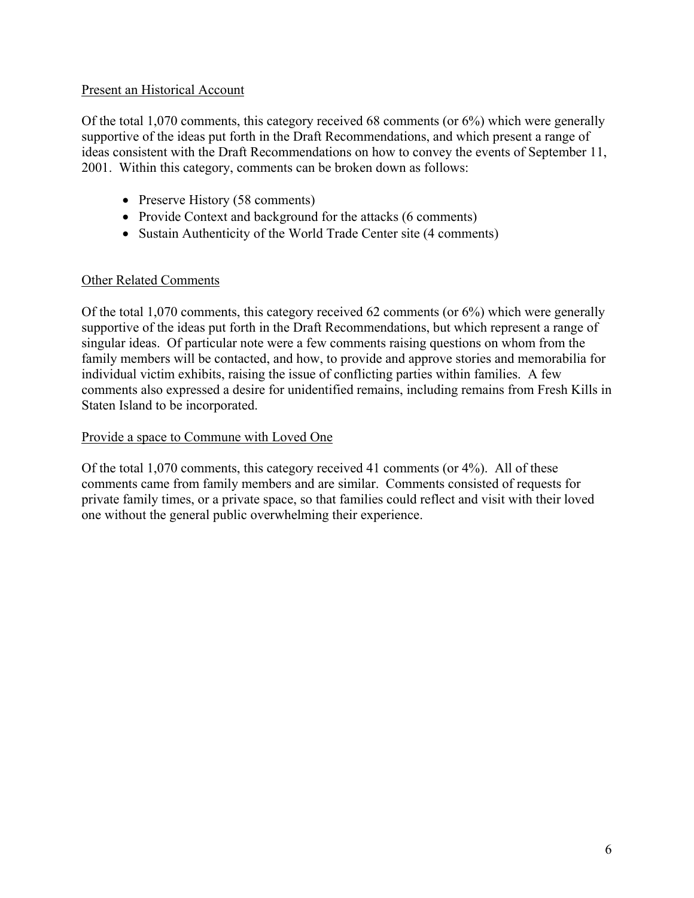Present an Historical Account

Of the total 1,070 comments, this category received 68 comments (or 6%) which were generally supportive of the ideas put forth in the Draft Recommendations, and which present a range of ideas consistent with the Draft Recommendations on how to convey the events of September 11, 2001. Within this category, comments can be broken down as follows:

- Preserve History (58 comments)
- Provide Context and background for the attacks (6 comments)
- Sustain Authenticity of the World Trade Center site (4 comments)

Other Related Comments

Of the total 1,070 comments, this category received 62 comments (or 6%) which were generally supportive of the ideas put forth in the Draft Recommendations, but which represent a range of singular ideas. Of particular note were a few comments raising questions on whom from the family members will be contacted, and how, to provide and approve stories and memorabilia for individual victim exhibits, raising the issue of conflicting parties within families. A few comments also expressed a desire for unidentified remains, including remains from Fresh Kills in Staten Island to be incorporated.

Provide a space to Commune with Loved One

Of the total 1,070 comments, this category received 41 comments (or 4%). All of these comments came from family members and are similar. Comments consisted of requests for private family times, or a private space, so that families could reflect and visit with their loved one without the general public overwhelming their experience.